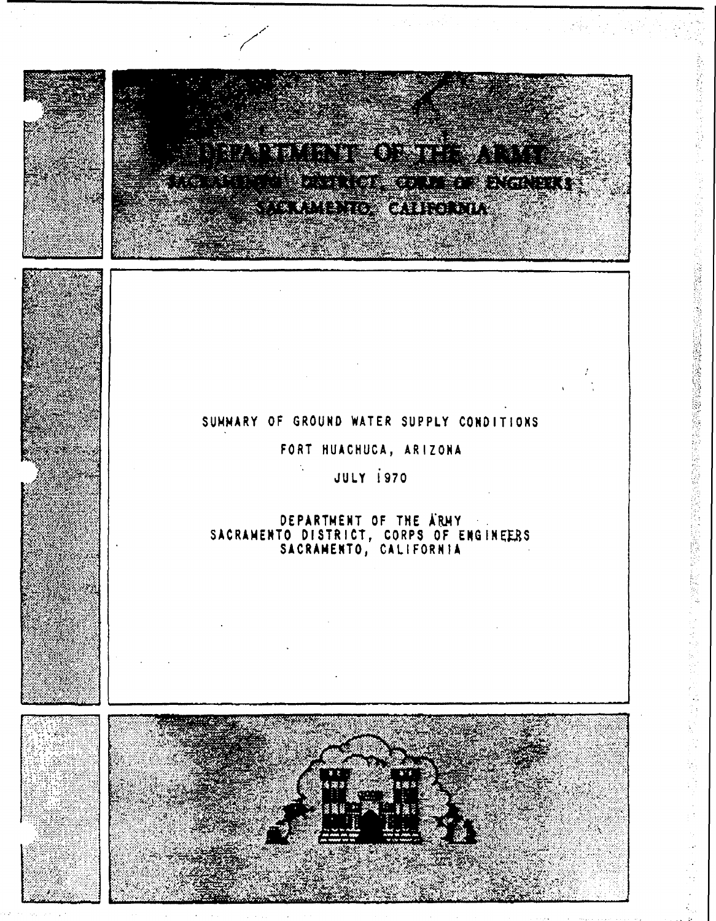# DEPARTMENT OF THE ARMY
## SACRAMENTO DISTRICT, CORPS OF ENGINEERS
## SACRAMENTO, CALIFORNIA

SUMMARY OF GROUND WATER SUPPLY CONDITIONS

FORT HUACHUCA, ARIZONA

JULY 1970

DEPARTMENT OF THE ARMY
SACRAMENTO DISTRICT, CORPS OF ENGINEERS
SACRAMENTO, CALIFORNIA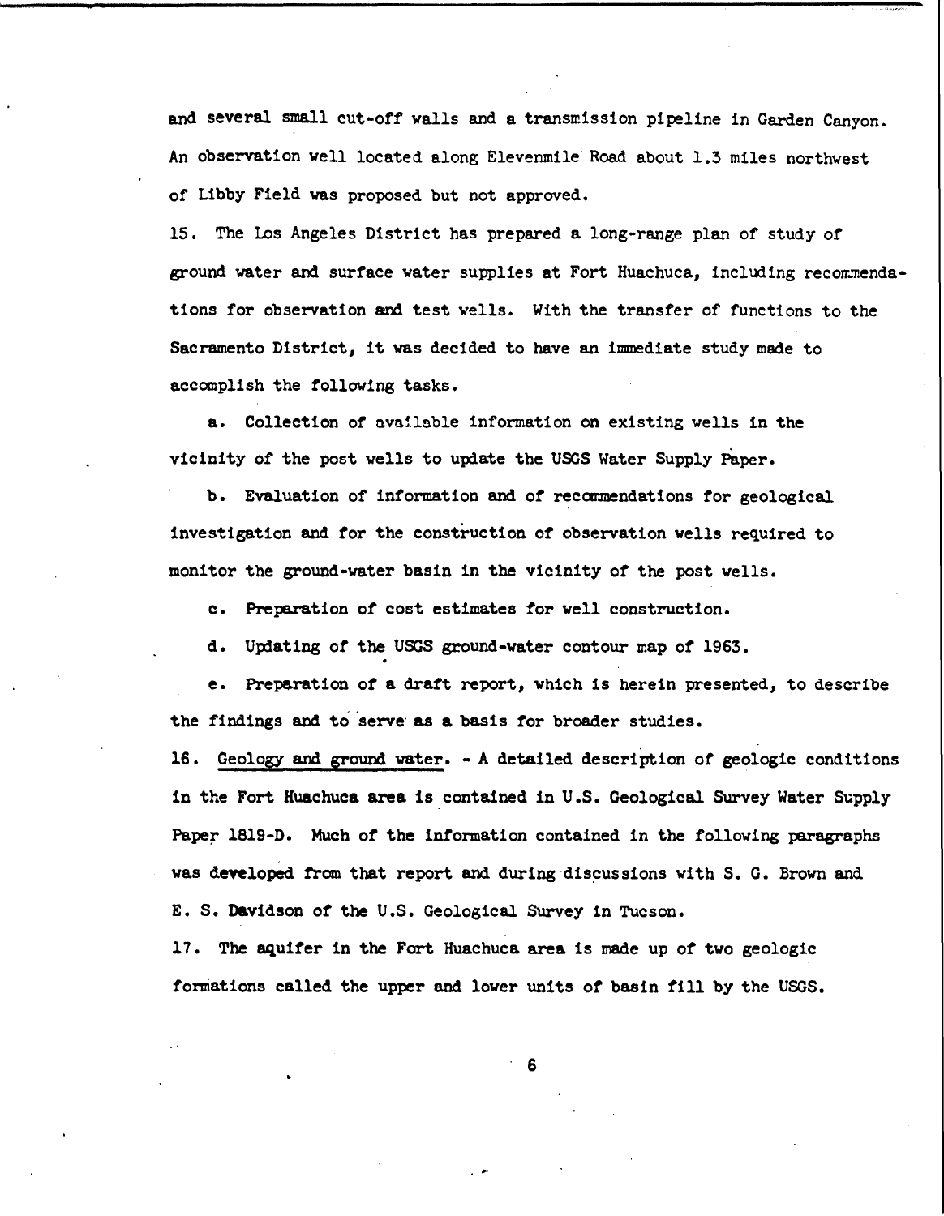and several small cut-off walls and a transmission pipeline in Garden Canyon. An observation well located along Elevenmile Road about 1.3 miles northwest of Libby Field was proposed but not approved.

15. The Los Angeles District has prepared a long-range plan of study of ground water and surface water supplies at Fort Huachuca, including recommendations for observation and test wells. With the transfer of functions to the Sacramento District, it was decided to have an immediate study made to accomplish the following tasks.

a. Collection of available information on existing wells in the vicinity of the post wells to update the USGS Water Supply Paper.

b. Evaluation of information and of recommendations for geological investigation and for the construction of observation wells required to monitor the ground-water basin in the vicinity of the post wells.

c. Preparation of cost estimates for well construction.

d. Updating of the USGS ground-water contour map of 1963.

e. Preparation of a draft report, which is herein presented, to describe the findings and to serve as a basis for broader studies.

16. Geology and ground water. - A detailed description of geologic conditions in the Fort Huachuca area is contained in U.S. Geological Survey Water Supply Paper 1819-D. Much of the information contained in the following paragraphs was developed from that report and during discussions with S. G. Brown and E. S. Davidson of the U.S. Geological Survey in Tucson.

17. The aquifer in the Fort Huachuca area is made up of two geologic formations called the upper and lower units of basin fill by the USGS.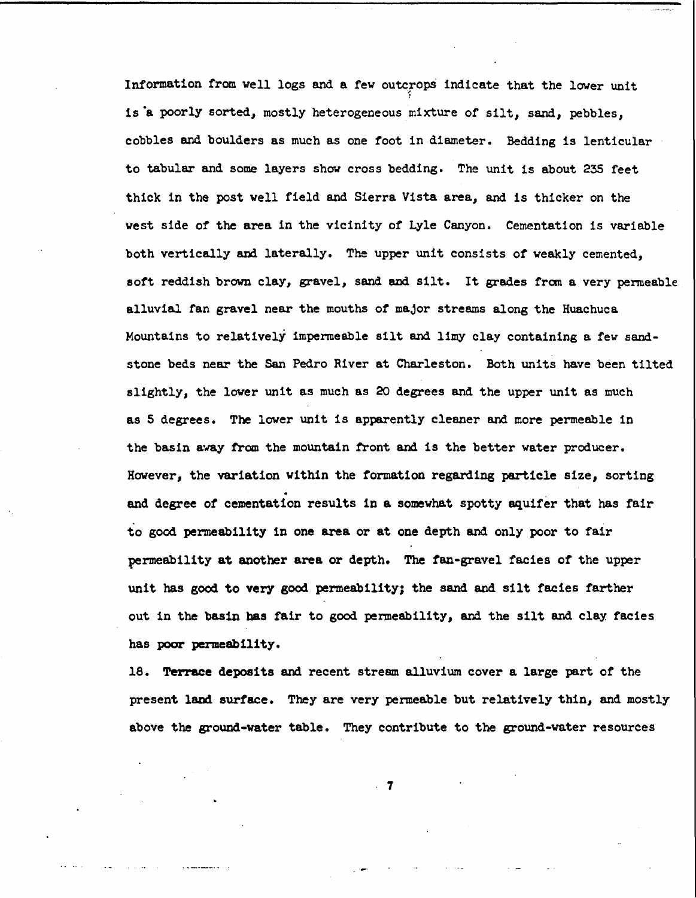Information from well logs and a few outcrops indicate that the lower unit is a poorly sorted, mostly heterogeneous mixture of silt, sand, pebbles, cobbles and boulders as much as one foot in diameter. Bedding is lenticular to tabular and some layers show cross bedding. The unit is about 235 feet thick in the post well field and Sierra Vista area, and is thicker on the west side of the area in the vicinity of Lyle Canyon. Cementation is variable both vertically and laterally. The upper unit consists of weakly cemented, soft reddish brown clay, gravel, sand and silt. It grades from a very permeable alluvial fan gravel near the mouths of major streams along the Huachuca Mountains to relatively impermeable silt and limy clay containing a few sandstone beds near the San Pedro River at Charleston. Both units have been tilted slightly, the lower unit as much as 20 degrees and the upper unit as much as 5 degrees. The lower unit is apparently cleaner and more permeable in the basin away from the mountain front and is the better water producer. However, the variation within the formation regarding particle size, sorting and degree of cementation results in a somewhat spotty aquifer that has fair to good permeability in one area or at one depth and only poor to fair permeability at another area or depth. The fan-gravel facies of the upper unit has good to very good permeability; the sand and silt facies farther out in the basin has fair to good permeability, and the silt and clay facies has poor permeability.

18. Terrace deposits and recent stream alluvium cover a large part of the present land surface. They are very permeable but relatively thin, and mostly above the ground-water table. They contribute to the ground-water resources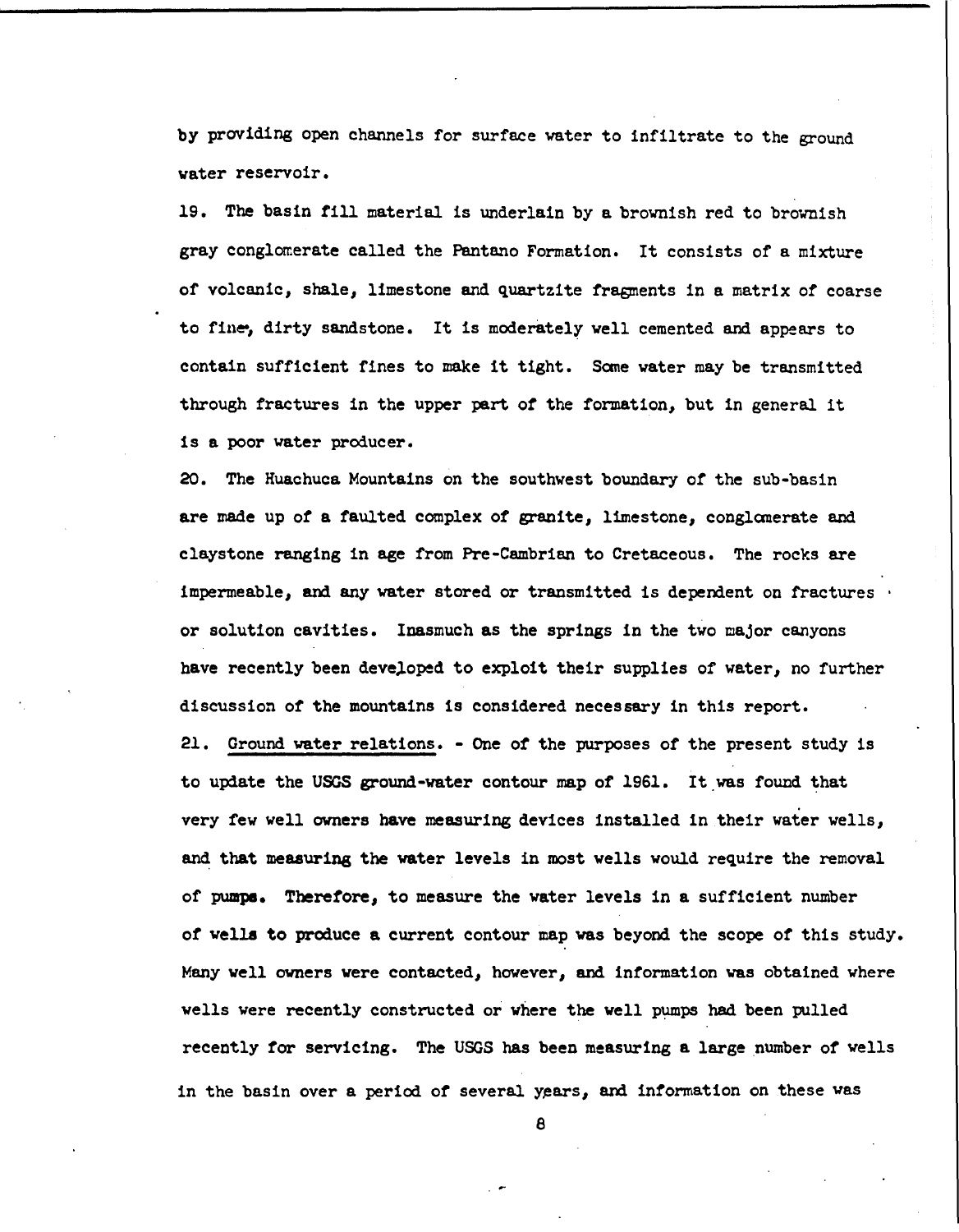by providing open channels for surface water to infiltrate to the ground water reservoir.

19. The basin fill material is underlain by a brownish red to brownish gray conglomerate called the Pantano Formation. It consists of a mixture of volcanic, shale, limestone and quartzite fragments in a matrix of coarse to fine, dirty sandstone. It is moderately well cemented and appears to contain sufficient fines to make it tight. Some water may be transmitted through fractures in the upper part of the formation, but in general it is a poor water producer.

20. The Huachuca Mountains on the southwest boundary of the sub-basin are made up of a faulted complex of granite, limestone, conglomerate and claystone ranging in age from Pre-Cambrian to Cretaceous. The rocks are impermeable, and any water stored or transmitted is dependent on fractures or solution cavities. Inasmuch as the springs in the two major canyons have recently been developed to exploit their supplies of water, no further discussion of the mountains is considered necessary in this report.

21. Ground water relations. - One of the purposes of the present study is to update the USGS ground-water contour map of 1961. It was found that very few well owners have measuring devices installed in their water wells, and that measuring the water levels in most wells would require the removal of pumps. Therefore, to measure the water levels in a sufficient number of wells to produce a current contour map was beyond the scope of this study. Many well owners were contacted, however, and information was obtained where wells were recently constructed or where the well pumps had been pulled recently for servicing. The USGS has been measuring a large number of wells in the basin over a period of several years, and information on these was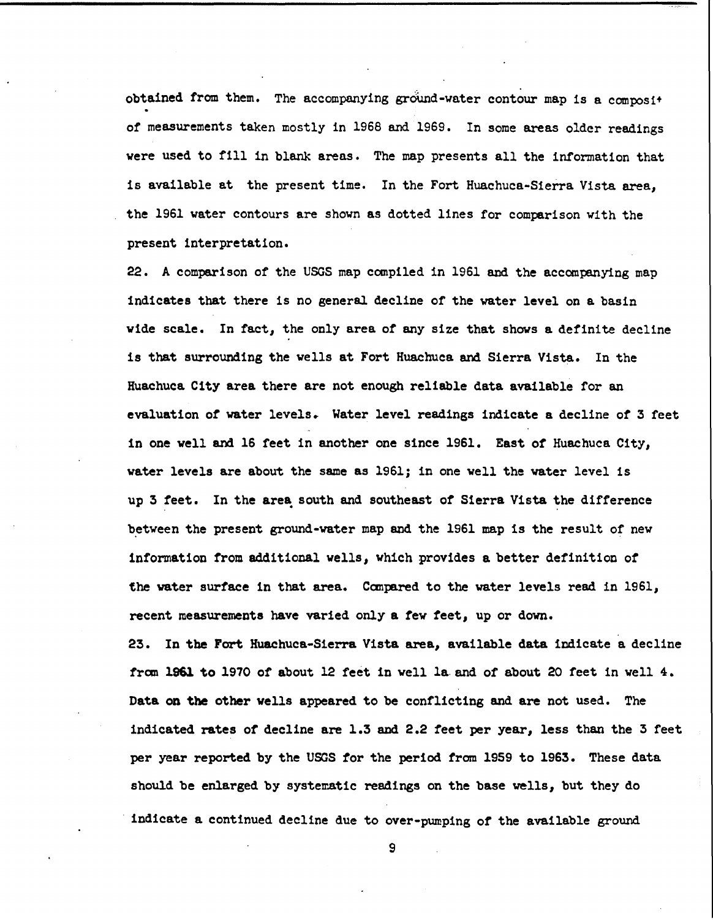obtained from them. The accompanying ground-water contour map is a composit of measurements taken mostly in 1968 and 1969. In some areas older readings were used to fill in blank areas. The map presents all the information that is available at the present time. In the Fort Huachuca-Sierra Vista area, the 1961 water contours are shown as dotted lines for comparison with the present interpretation.

22. A comparison of the USGS map compiled in 1961 and the accompanying map indicates that there is no general decline of the water level on a basin wide scale. In fact, the only area of any size that shows a definite decline is that surrounding the wells at Fort Huachuca and Sierra Vista. In the Huachuca City area there are not enough reliable data available for an evaluation of water levels. Water level readings indicate a decline of 3 feet in one well and 16 feet in another one since 1961. East of Huachuca City, water levels are about the same as 1961; in one well the water level is up 3 feet. In the area south and southeast of Sierra Vista the difference between the present ground-water map and the 1961 map is the result of new information from additional wells, which provides a better definition of the water surface in that area. Compared to the water levels read in 1961, recent measurements have varied only a few feet, up or down.

23. In the Fort Huachuca-Sierra Vista area, available data indicate a decline from 1961 to 1970 of about 12 feet in well 1a and of about 20 feet in well 4. Data on the other wells appeared to be conflicting and are not used. The indicated rates of decline are 1.3 and 2.2 feet per year, less than the 3 feet per year reported by the USGS for the period from 1959 to 1963. These data should be enlarged by systematic readings on the base wells, but they do indicate a continued decline due to over-pumping of the available ground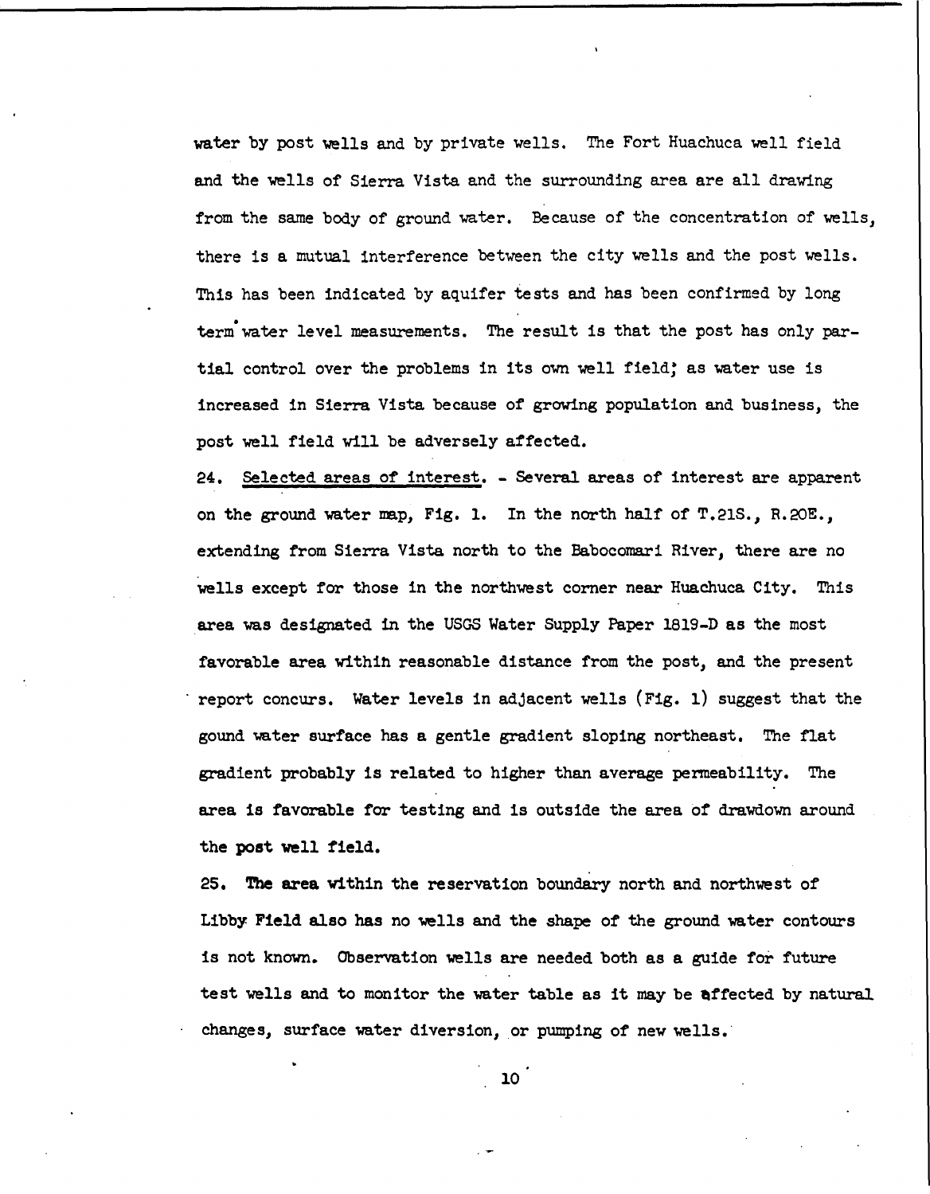water by post wells and by private wells. The Fort Huachuca well field and the wells of Sierra Vista and the surrounding area are all drawing from the same body of ground water. Because of the concentration of wells, there is a mutual interference between the city wells and the post wells. This has been indicated by aquifer tests and has been confirmed by long term water level measurements. The result is that the post has only partial control over the problems in its own well field; as water use is increased in Sierra Vista because of growing population and business, the post well field will be adversely affected.

24. Selected areas of interest. - Several areas of interest are apparent on the ground water map, Fig. 1. In the north half of T.21S., R.20E., extending from Sierra Vista north to the Babocomari River, there are no wells except for those in the northwest corner near Huachuca City. This area was designated in the USGS Water Supply Paper 1819-D as the most favorable area within reasonable distance from the post, and the present report concurs. Water levels in adjacent wells (Fig. 1) suggest that the gound water surface has a gentle gradient sloping northeast. The flat gradient probably is related to higher than average permeability. The area is favorable for testing and is outside the area of drawdown around the post well field.

25. The area within the reservation boundary north and northwest of Libby Field also has no wells and the shape of the ground water contours is not known. Observation wells are needed both as a guide for future test wells and to monitor the water table as it may be affected by natural changes, surface water diversion, or pumping of new wells.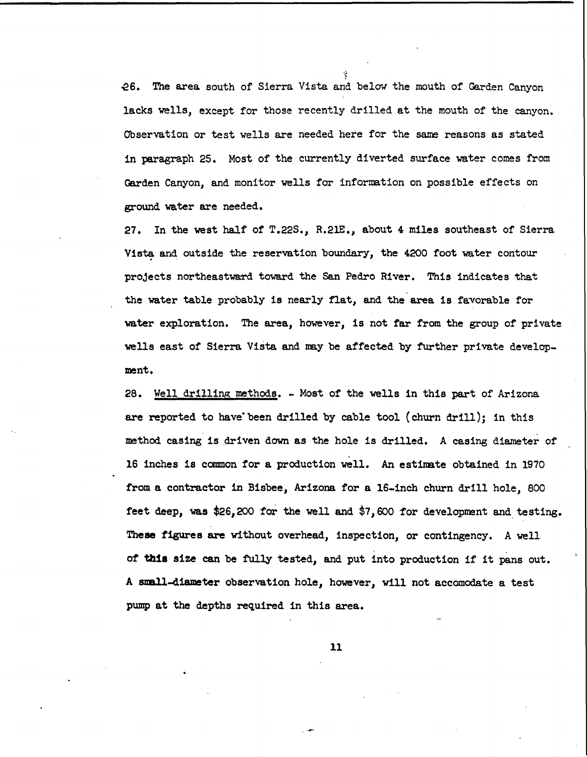26. The area south of Sierra Vista and below the mouth of Garden Canyon lacks wells, except for those recently drilled at the mouth of the canyon. Observation or test wells are needed here for the same reasons as stated in paragraph 25. Most of the currently diverted surface water comes from Garden Canyon, and monitor wells for information on possible effects on ground water are needed.

27. In the west half of T.22S., R.21E., about 4 miles southeast of Sierra Vista and outside the reservation boundary, the 4200 foot water contour projects northeastward toward the San Pedro River. This indicates that the water table probably is nearly flat, and the area is favorable for water exploration. The area, however, is not far from the group of private wells east of Sierra Vista and may be affected by further private development.

28. Well drilling methods. - Most of the wells in this part of Arizona are reported to have been drilled by cable tool (churn drill); in this method casing is driven down as the hole is drilled. A casing diameter of 16 inches is common for a production well. An estimate obtained in 1970 from a contractor in Bisbee, Arizona for a 16-inch churn drill hole, 800 feet deep, was $26,200 for the well and $7,600 for development and testing. These figures are without overhead, inspection, or contingency. A well of this size can be fully tested, and put into production if it pans out. A small-diameter observation hole, however, will not accomodate a test pump at the depths required in this area.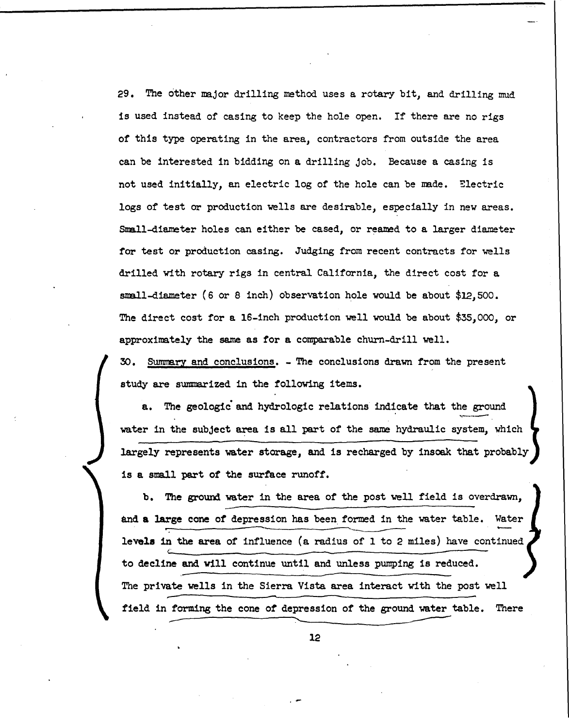29. The other major drilling method uses a rotary bit, and drilling mud is used instead of casing to keep the hole open. If there are no rigs of this type operating in the area, contractors from outside the area can be interested in bidding on a drilling job. Because a casing is not used initially, an electric log of the hole can be made. Electric logs of test or production wells are desirable, especially in new areas. Small-diameter holes can either be cased, or reamed to a larger diameter for test or production casing. Judging from recent contracts for wells drilled with rotary rigs in central California, the direct cost for a small-diameter (6 or 8 inch) observation hole would be about $12,500. The direct cost for a 16-inch production well would be about $35,000, or approximately the same as for a comparable churn-drill well.

30. Summary and conclusions. - The conclusions drawn from the present study are summarized in the following items.

a. The geologic and hydrologic relations indicate that the ground water in the subject area is all part of the same hydraulic system, which largely represents water storage, and is recharged by insoak that probably is a small part of the surface runoff.

b. The ground water in the area of the post well field is overdrawn, and a large cone of depression has been formed in the water table. Water levels in the area of influence (a radius of 1 to 2 miles) have continued to decline and will continue until and unless pumping is reduced. The private wells in the Sierra Vista area interact with the post well field in forming the cone of depression of the ground water table. There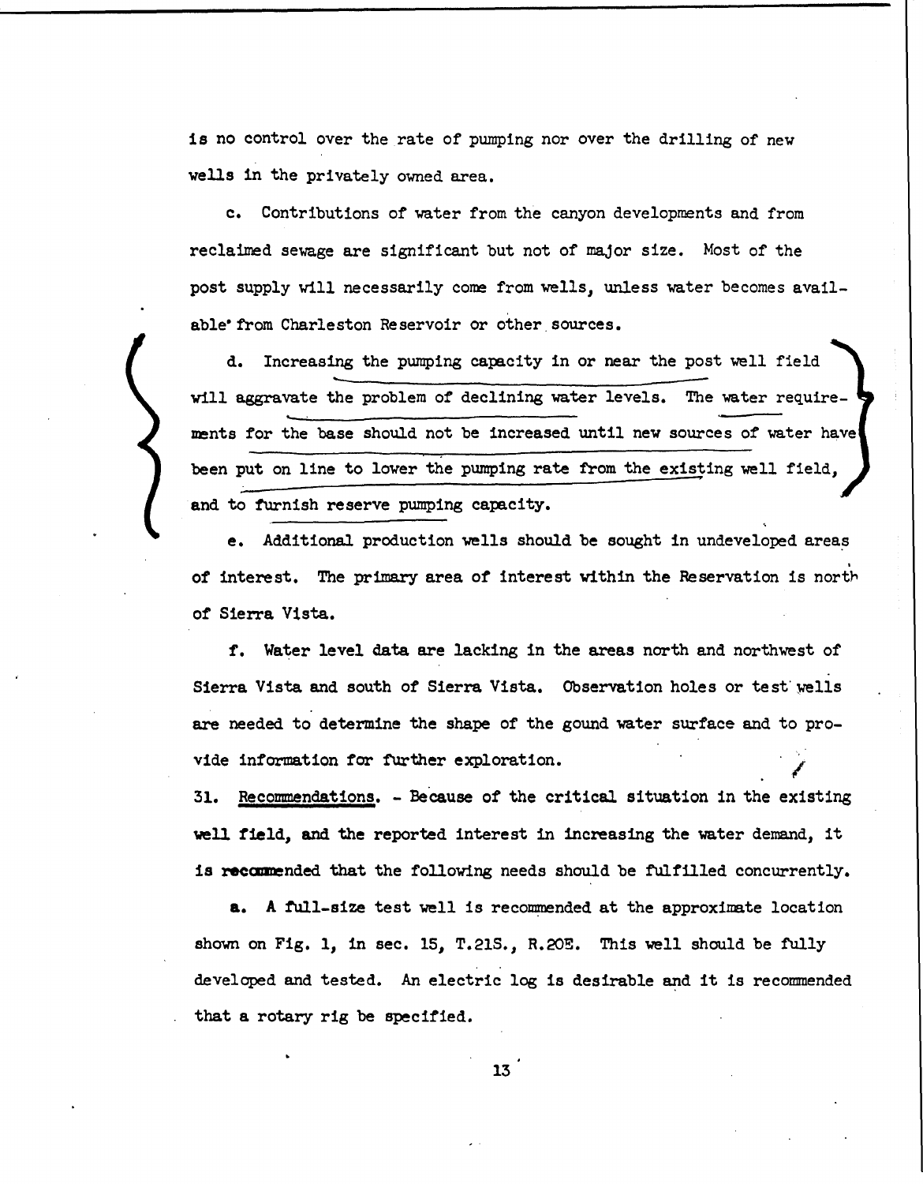is no control over the rate of pumping nor over the drilling of new wells in the privately owned area.

c. Contributions of water from the canyon developments and from reclaimed sewage are significant but not of major size. Most of the post supply will necessarily come from wells, unless water becomes available from Charleston Reservoir or other sources.

d. Increasing the pumping capacity in or near the post well field will aggravate the problem of declining water levels. The water requirements for the base should not be increased until new sources of water have been put on line to lower the pumping rate from the existing well field, and to furnish reserve pumping capacity.

e. Additional production wells should be sought in undeveloped areas of interest. The primary area of interest within the Reservation is north of Sierra Vista.

f. Water level data are lacking in the areas north and northwest of Sierra Vista and south of Sierra Vista. Observation holes or test wells are needed to determine the shape of the gound water surface and to provide information for further exploration.

31. Recommendations. - Because of the critical situation in the existing well field, and the reported interest in increasing the water demand, it is recommended that the following needs should be fulfilled concurrently.

a. A full-size test well is recommended at the approximate location shown on Fig. 1, in sec. 15, T.21S., R.20E. This well should be fully developed and tested. An electric log is desirable and it is recommended that a rotary rig be specified.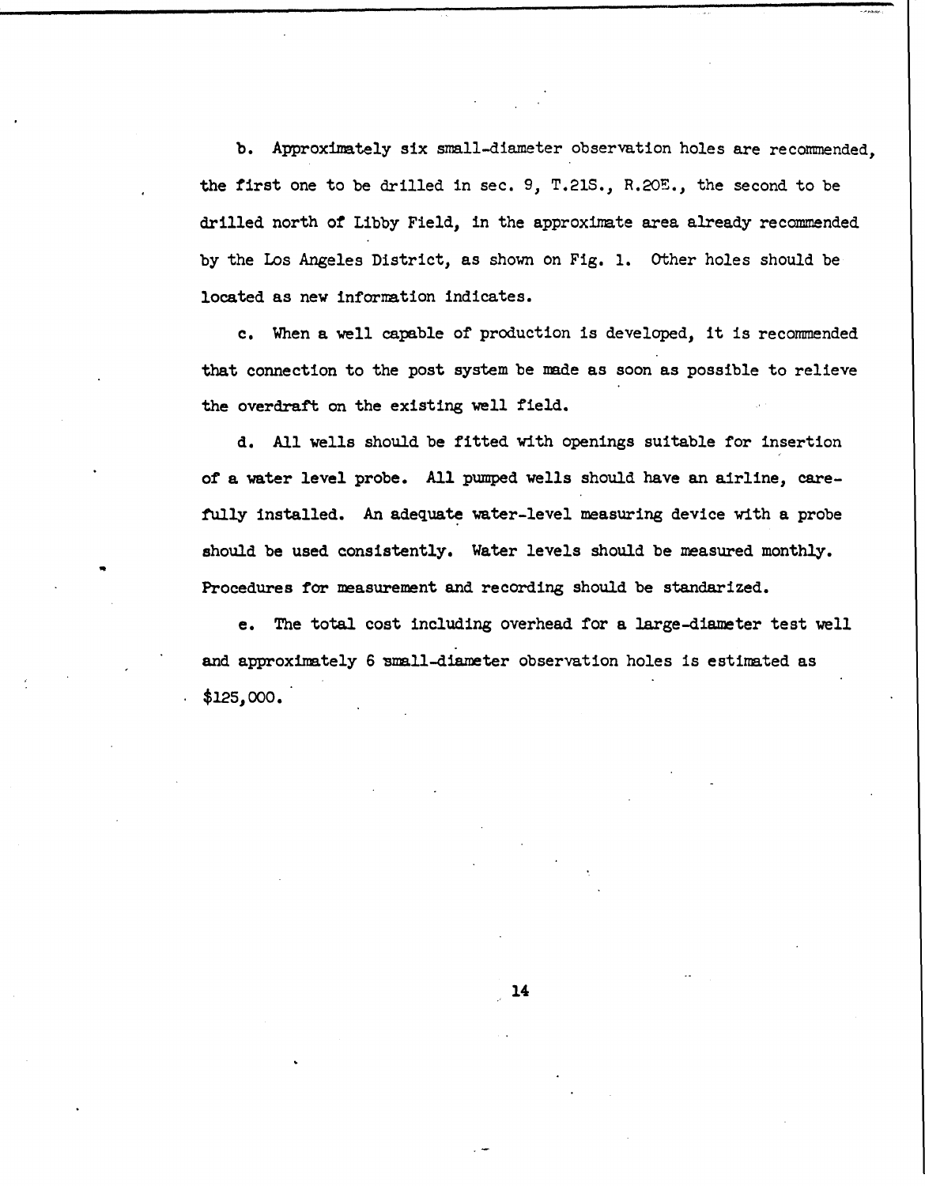b. Approximately six small-diameter observation holes are recommended, the first one to be drilled in sec. 9, T.21S., R.20E., the second to be drilled north of Libby Field, in the approximate area already recommended by the Los Angeles District, as shown on Fig. 1. Other holes should be located as new information indicates.

c. When a well capable of production is developed, it is recommended that connection to the post system be made as soon as possible to relieve the overdraft on the existing well field.

d. All wells should be fitted with openings suitable for insertion of a water level probe. All pumped wells should have an airline, carefully installed. An adequate water-level measuring device with a probe should be used consistently. Water levels should be measured monthly. Procedures for measurement and recording should be standarized.

e. The total cost including overhead for a large-diameter test well and approximately 6 small-diameter observation holes is estimated as $125,000.